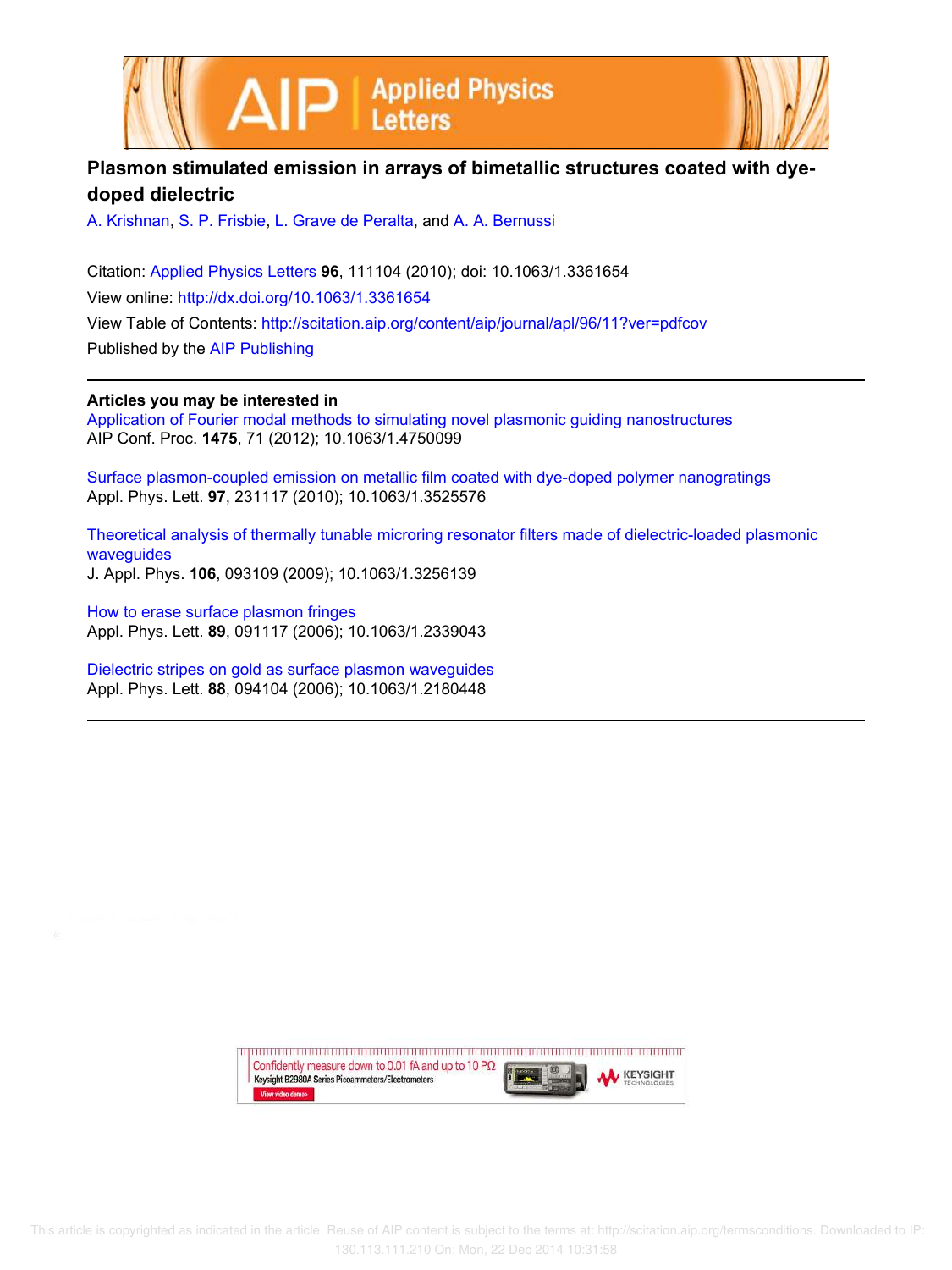# Plasmon stimulated emission in arrays of bimetallic structures coated with dye-doped dielectric

A. Krishnan, S. P. Frisbie, L. Grave de Peralta, and A. A. Bernussi

Citation: Applied Physics Letters **96**, 111104 (2010); doi: 10.1063/1.3361654

View online: http://dx.doi.org/10.1063/1.3361654

View Table of Contents: http://scitation.aip.org/content/aip/journal/apl/96/11?ver=pdfcov

Published by the AIP Publishing

## Articles you may be interested in

Application of Fourier modal methods to simulating novel plasmonic guiding nanostructures
AIP Conf. Proc. **1475**, 71 (2012); 10.1063/1.4750099

Surface plasmon-coupled emission on metallic film coated with dye-doped polymer nanogratings
Appl. Phys. Lett. **97**, 231117 (2010); 10.1063/1.3525576

Theoretical analysis of thermally tunable microring resonator filters made of dielectric-loaded plasmonic waveguides
J. Appl. Phys. **106**, 093109 (2009); 10.1063/1.3256139

How to erase surface plasmon fringes
Appl. Phys. Lett. **89**, 091117 (2006); 10.1063/1.2339043

Dielectric stripes on gold as surface plasmon waveguides
Appl. Phys. Lett. **88**, 094104 (2006); 10.1063/1.2180448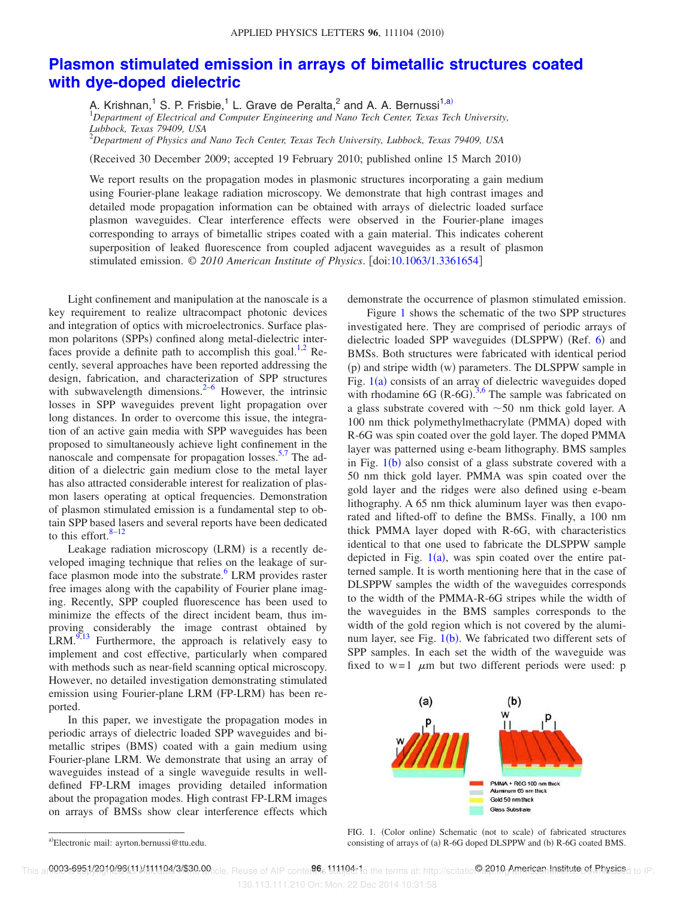# Plasmon stimulated emission in arrays of bimetallic structures coated with dye-doped dielectric

A. Krishnan,[1] S. P. Frisbie,[1] L. Grave de Peralta,[2] and A. A. Bernussi[1,a)]

[1]*Department of Electrical and Computer Engineering and Nano Tech Center, Texas Tech University, Lubbock, Texas 79409, USA*

[2]*Department of Physics and Nano Tech Center, Texas Tech University, Lubbock, Texas 79409, USA*

(Received 30 December 2009; accepted 19 February 2010; published online 15 March 2010)

We report results on the propagation modes in plasmonic structures incorporating a gain medium using Fourier-plane leakage radiation microscopy. We demonstrate that high contrast images and detailed mode propagation information can be obtained with arrays of dielectric loaded surface plasmon waveguides. Clear interference effects were observed in the Fourier-plane images corresponding to arrays of bimetallic stripes coated with a gain material. This indicates coherent superposition of leaked fluorescence from coupled adjacent waveguides as a result of plasmon stimulated emission. © *2010 American Institute of Physics*. [doi:10.1063/1.3361654]

Light confinement and manipulation at the nanoscale is a key requirement to realize ultracompact photonic devices and integration of optics with microelectronics. Surface plasmon polaritons (SPPs) confined along metal-dielectric interfaces provide a definite path to accomplish this goal.[1,2] Recently, several approaches have been reported addressing the design, fabrication, and characterization of SPP structures with subwavelength dimensions.[2–6] However, the intrinsic losses in SPP waveguides prevent light propagation over long distances. In order to overcome this issue, the integration of an active gain media with SPP waveguides has been proposed to simultaneously achieve light confinement in the nanoscale and compensate for propagation losses.[5,7] The addition of a dielectric gain medium close to the metal layer has also attracted considerable interest for realization of plasmon lasers operating at optical frequencies. Demonstration of plasmon stimulated emission is a fundamental step to obtain SPP based lasers and several reports have been dedicated to this effort.[8–12]

Leakage radiation microscopy (LRM) is a recently developed imaging technique that relies on the leakage of surface plasmon mode into the substrate.[6] LRM provides raster free images along with the capability of Fourier plane imaging. Recently, SPP coupled fluorescence has been used to minimize the effects of the direct incident beam, thus improving considerably the image contrast obtained by LRM.[9,13] Furthermore, the approach is relatively easy to implement and cost effective, particularly when compared with methods such as near-field scanning optical microscopy. However, no detailed investigation demonstrating stimulated emission using Fourier-plane LRM (FP-LRM) has been reported.

In this paper, we investigate the propagation modes in periodic arrays of dielectric loaded SPP waveguides and bimetallic stripes (BMS) coated with a gain medium using Fourier-plane LRM. We demonstrate that using an array of waveguides instead of a single waveguide results in well-defined FP-LRM images providing detailed information about the propagation modes. High contrast FP-LRM images on arrays of BMSs show clear interference effects which demonstrate the occurrence of plasmon stimulated emission.

Figure 1 shows the schematic of the two SPP structures investigated here. They are comprised of periodic arrays of dielectric loaded SPP waveguides (DLSPPW) (Ref. 6) and BMSs. Both structures were fabricated with identical period (p) and stripe width (w) parameters. The DLSPPW sample in Fig. 1(a) consists of an array of dielectric waveguides doped with rhodamine 6G (R-6G).[3,6] The sample was fabricated on a glass substrate covered with ~50 nm thick gold layer. A 100 nm thick polymethylmethacrylate (PMMA) doped with R-6G was spin coated over the gold layer. The doped PMMA layer was patterned using e-beam lithography. BMS samples in Fig. 1(b) also consist of a glass substrate covered with a 50 nm thick gold layer. PMMA was spin coated over the gold layer and the ridges were also defined using e-beam lithography. A 65 nm thick aluminum layer was then evaporated and lifted-off to define the BMSs. Finally, a 100 nm thick PMMA layer doped with R-6G, with characteristics identical to that one used to fabricate the DLSPPW sample depicted in Fig. 1(a), was spin coated over the entire patterned sample. It is worth mentioning here that in the case of DLSPPW samples the width of the waveguides corresponds to the width of the PMMA-R-6G stripes while the width of the waveguides in the BMS samples corresponds to the width of the gold region which is not covered by the aluminum layer, see Fig. 1(b). We fabricated two different sets of SPP samples. In each set the width of the waveguide was fixed to w=1 μm but two different periods were used: p

FIG. 1. (Color online) Schematic (not to scale) of fabricated structures consisting of arrays of (a) R-6G doped DLSPPW and (b) R-6G coated BMS.

[a)]Electronic mail: ayrton.bernussi@ttu.edu.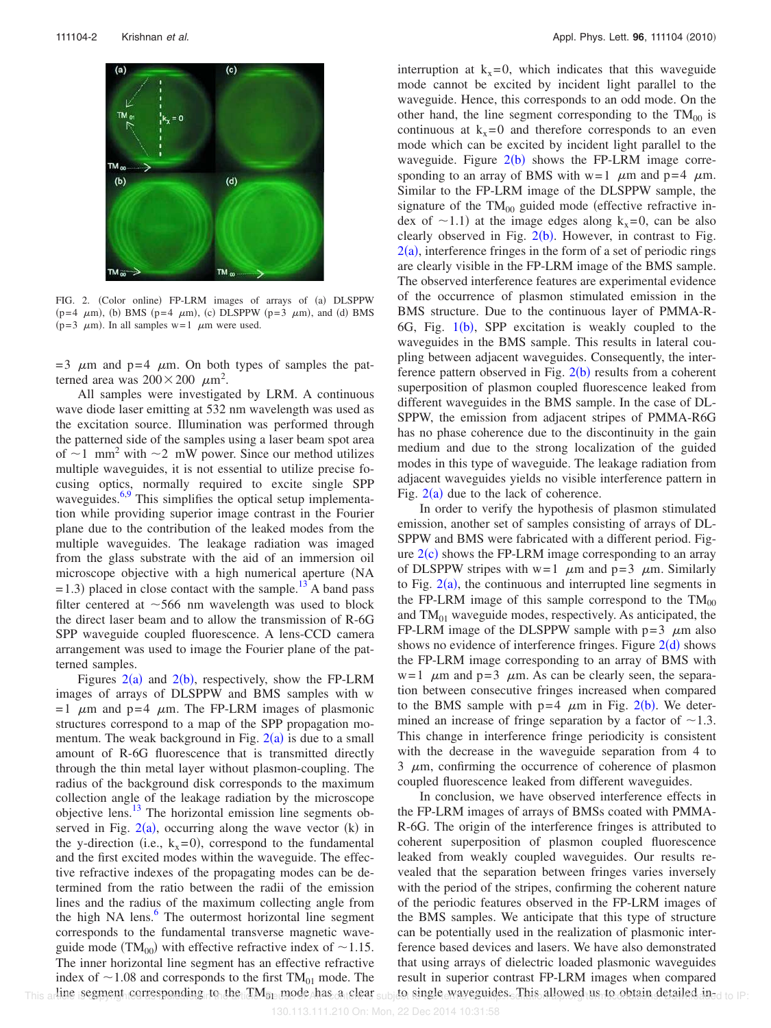FIG. 2. (Color online) FP-LRM images of arrays of (a) DLSPPW (p=4 $\mu$m), (b) BMS (p=4 $\mu$m), (c) DLSPPW (p=3 $\mu$m), and (d) BMS (p=3 $\mu$m). In all samples w=1 $\mu$m were used.

=3 $\mu$m and p=4 $\mu$m. On both types of samples the patterned area was $200\times200$ $\mu$m$^2$.

All samples were investigated by LRM. A continuous wave diode laser emitting at 532 nm wavelength was used as the excitation source. Illumination was performed through the patterned side of the samples using a laser beam spot area of ~1 mm$^2$ with ~2 mW power. Since our method utilizes multiple waveguides, it is not essential to utilize precise focusing optics, normally required to excite single SPP waveguides.[6,9] This simplifies the optical setup implementation while providing superior image contrast in the Fourier plane due to the contribution of the leaked modes from the multiple waveguides. The leakage radiation was imaged from the glass substrate with the aid of an immersion oil microscope objective with a high numerical aperture (NA =1.3) placed in close contact with the sample.[13] A band pass filter centered at ~566 nm wavelength was used to block the direct laser beam and to allow the transmission of R-6G SPP waveguide coupled fluorescence. A lens-CCD camera arrangement was used to image the Fourier plane of the patterned samples.

Figures 2(a) and 2(b), respectively, show the FP-LRM images of arrays of DLSPPW and BMS samples with w =1 $\mu$m and p=4 $\mu$m. The FP-LRM images of plasmonic structures correspond to a map of the SPP propagation momentum. The weak background in Fig. 2(a) is due to a small amount of R-6G fluorescence that is transmitted directly through the thin metal layer without plasmon-coupling. The radius of the background disk corresponds to the maximum collection angle of the leakage radiation by the microscope objective lens.[13] The horizontal emission line segments observed in Fig. 2(a), occurring along the wave vector (k) in the y-direction (i.e., $k_x=0$), correspond to the fundamental and the first excited modes within the waveguide. The effective refractive indexes of the propagating modes can be determined from the ratio between the radii of the emission lines and the radius of the maximum collecting angle from the high NA lens.[6] The outermost horizontal line segment corresponds to the fundamental transverse magnetic waveguide mode ($TM_{00}$) with effective refractive index of ~1.15. The inner horizontal line segment has an effective refractive index of ~1.08 and corresponds to the first $TM_{01}$ mode. The line segment corresponding to the $TM_{01}$ mode has a clear interruption at $k_x=0$, which indicates that this waveguide mode cannot be excited by incident light parallel to the waveguide. Hence, this corresponds to an odd mode. On the other hand, the line segment corresponding to the $TM_{00}$ is continuous at $k_x=0$ and therefore corresponds to an even mode which can be excited by incident light parallel to the waveguide. Figure 2(b) shows the FP-LRM image corresponding to an array of BMS with w=1 $\mu$m and p=4 $\mu$m. Similar to the FP-LRM image of the DLSPPW sample, the signature of the $TM_{00}$ guided mode (effective refractive index of ~1.1) at the image edges along $k_x=0$, can be also clearly observed in Fig. 2(b). However, in contrast to Fig. 2(a), interference fringes in the form of a set of periodic rings are clearly visible in the FP-LRM image of the BMS sample. The observed interference features are experimental evidence of the occurrence of plasmon stimulated emission in the BMS structure. Due to the continuous layer of PMMA-R-6G, Fig. 1(b), SPP excitation is weakly coupled to the waveguides in the BMS sample. This results in lateral coupling between adjacent waveguides. Consequently, the interference pattern observed in Fig. 2(b) results from a coherent superposition of plasmon coupled fluorescence leaked from different waveguides in the BMS sample. In the case of DL-SPPW, the emission from adjacent stripes of PMMA-R6G has no phase coherence due to the discontinuity in the gain medium and due to the strong localization of the guided modes in this type of waveguide. The leakage radiation from adjacent waveguides yields no visible interference pattern in Fig. 2(a) due to the lack of coherence.

In order to verify the hypothesis of plasmon stimulated emission, another set of samples consisting of arrays of DL-SPPW and BMS were fabricated with a different period. Figure 2(c) shows the FP-LRM image corresponding to an array of DLSPPW stripes with w=1 $\mu$m and p=3 $\mu$m. Similarly to Fig. 2(a), the continuous and interrupted line segments in the FP-LRM image of this sample correspond to the $TM_{00}$ and $TM_{01}$ waveguide modes, respectively. As anticipated, the FP-LRM image of the DLSPPW sample with p=3 $\mu$m also shows no evidence of interference fringes. Figure 2(d) shows the FP-LRM image corresponding to an array of BMS with w=1 $\mu$m and p=3 $\mu$m. As can be clearly seen, the separation between consecutive fringes increased when compared to the BMS sample with p=4 $\mu$m in Fig. 2(b). We determined an increase of fringe separation by a factor of ~1.3. This change in interference fringe periodicity is consistent with the decrease in the waveguide separation from 4 to 3 $\mu$m, confirming the occurrence of coherence of plasmon coupled fluorescence leaked from different waveguides.

In conclusion, we have observed interference effects in the FP-LRM images of arrays of BMSs coated with PMMA-R-6G. The origin of the interference fringes is attributed to coherent superposition of plasmon coupled fluorescence leaked from weakly coupled waveguides. Our results revealed that the separation between fringes varies inversely with the period of the stripes, confirming the coherent nature of the periodic features observed in the FP-LRM images of the BMS samples. We anticipate that this type of structure can be potentially used in the realization of plasmonic interference based devices and lasers. We have also demonstrated that using arrays of dielectric loaded plasmonic waveguides result in superior contrast FP-LRM images when compared to single waveguides. This allowed us to obtain detailed in-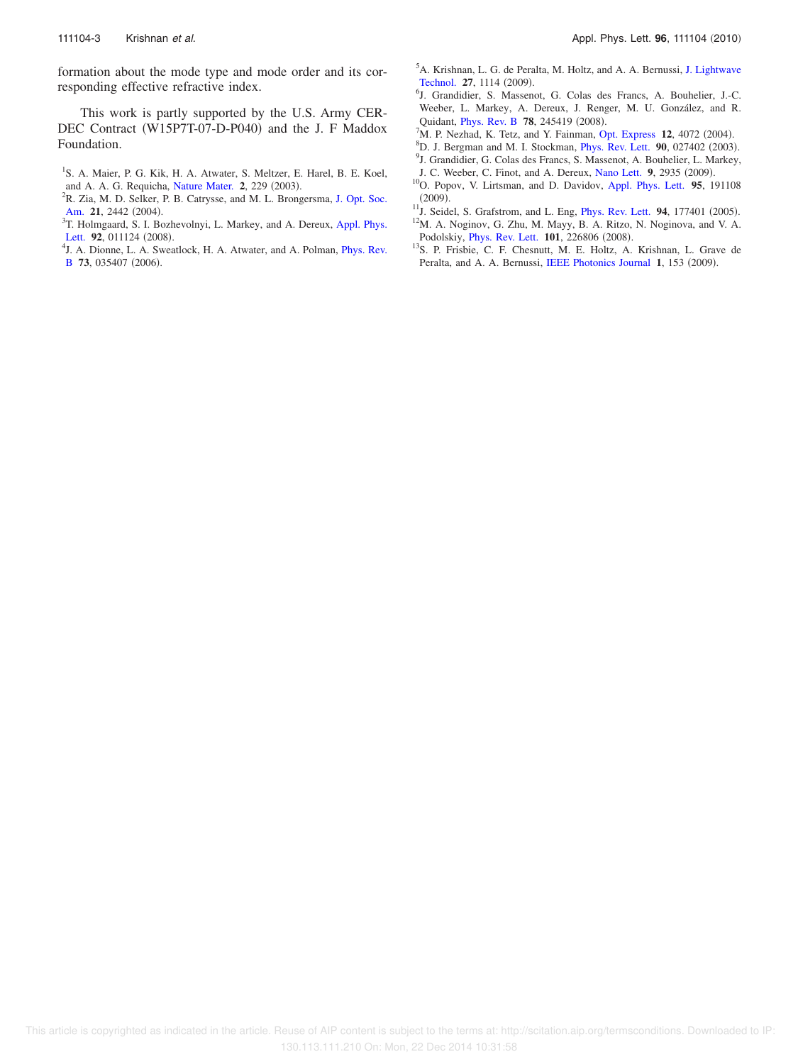formation about the mode type and mode order and its corresponding effective refractive index.

This work is partly supported by the U.S. Army CERDEC Contract (W15P7T-07-D-P040) and the J. F Maddox Foundation.

[1]S. A. Maier, P. G. Kik, H. A. Atwater, S. Meltzer, E. Harel, B. E. Koel, and A. A. G. Requicha, Nature Mater. **2**, 229 (2003).

[2]R. Zia, M. D. Selker, P. B. Catrysse, and M. L. Brongersma, J. Opt. Soc. Am. **21**, 2442 (2004).

[3]T. Holmgaard, S. I. Bozhevolnyi, L. Markey, and A. Dereux, Appl. Phys. Lett. **92**, 011124 (2008).

[4]J. A. Dionne, L. A. Sweatlock, H. A. Atwater, and A. Polman, Phys. Rev. B **73**, 035407 (2006).

[5]A. Krishnan, L. G. de Peralta, M. Holtz, and A. A. Bernussi, J. Lightwave Technol. **27**, 1114 (2009).

[6]J. Grandidier, S. Massenot, G. Colas des Francs, A. Bouhelier, J.-C. Weeber, L. Markey, A. Dereux, J. Renger, M. U. González, and R. Quidant, Phys. Rev. B **78**, 245419 (2008).

[7]M. P. Nezhad, K. Tetz, and Y. Fainman, Opt. Express **12**, 4072 (2004).

[8]D. J. Bergman and M. I. Stockman, Phys. Rev. Lett. **90**, 027402 (2003).

[9]J. Grandidier, G. Colas des Francs, S. Massenot, A. Bouhelier, L. Markey, J. C. Weeber, C. Finot, and A. Dereux, Nano Lett. **9**, 2935 (2009).

[10]O. Popov, V. Lirtsman, and D. Davidov, Appl. Phys. Lett. **95**, 191108 (2009).

[11]J. Seidel, S. Grafstrom, and L. Eng, Phys. Rev. Lett. **94**, 177401 (2005).

[12]M. A. Noginov, G. Zhu, M. Mayy, B. A. Ritzo, N. Noginova, and V. A. Podolskiy, Phys. Rev. Lett. **101**, 226806 (2008).

[13]S. P. Frisbie, C. F. Chesnutt, M. E. Holtz, A. Krishnan, L. Grave de Peralta, and A. A. Bernussi, IEEE Photonics Journal **1**, 153 (2009).